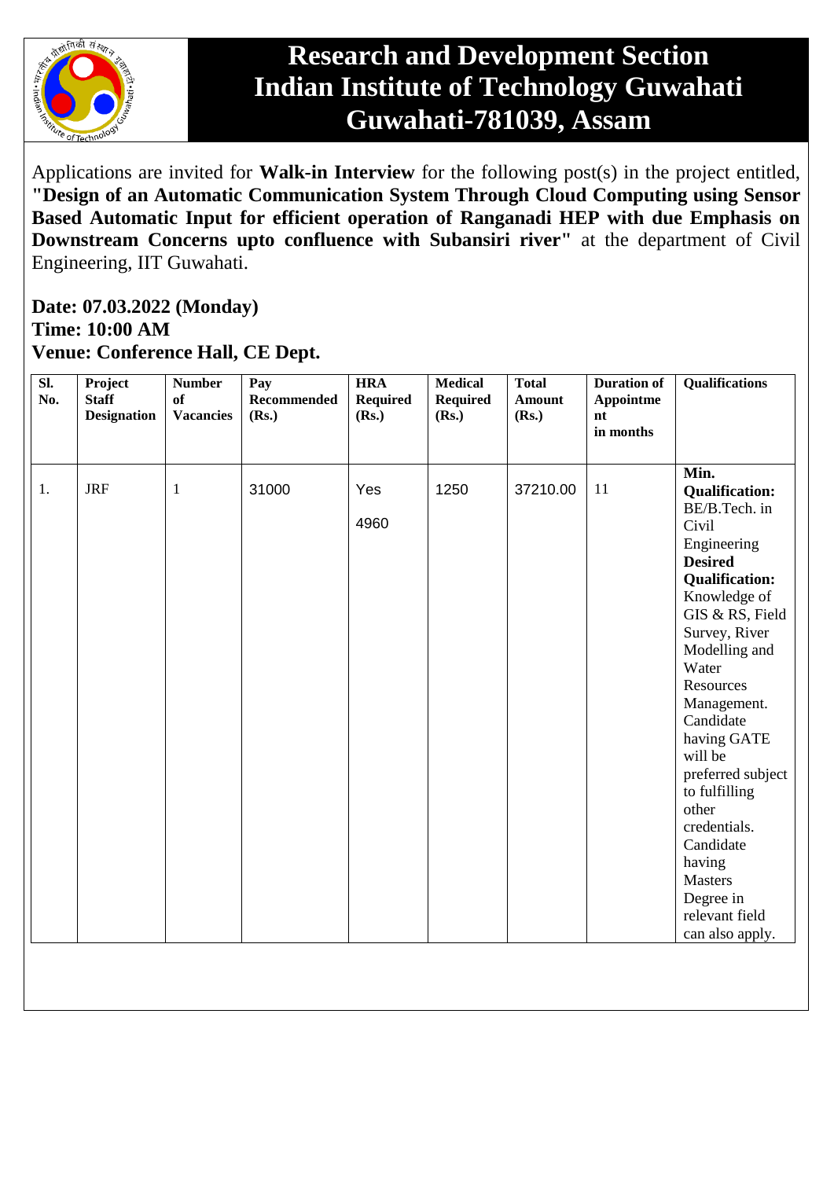# Research and Development Section
# Indian Institute of Technology Guwahati
# Guwahati-781039, Assam

Applications are invited for **Walk-in Interview** for the following post(s) in the project entitled, **"Design of an Automatic Communication System Through Cloud Computing using Sensor Based Automatic Input for efficient operation of Ranganadi HEP with due Emphasis on Downstream Concerns upto confluence with Subansiri river"** at the department of Civil Engineering, IIT Guwahati.

**Date: 07.03.2022 (Monday)**
**Time: 10:00 AM**
**Venue: Conference Hall, CE Dept.**

| Sl. No. | Project Staff Designation | Number of Vacancies | Pay Recommended (Rs.) | HRA Required (Rs.) | Medical Required (Rs.) | Total Amount (Rs.) | Duration of Appointment in months | Qualifications |
|---|---|---|---|---|---|---|---|---|
| 1. | JRF | 1 | 31000 | Yes 4960 | 1250 | 37210.00 | 11 | **Min. Qualification:** BE/B.Tech. in Civil Engineering **Desired Qualification:** Knowledge of GIS & RS, Field Survey, River Modelling and Water Resources Management. Candidate having GATE will be preferred subject to fulfilling other credentials. Candidate having Masters Degree in relevant field can also apply. |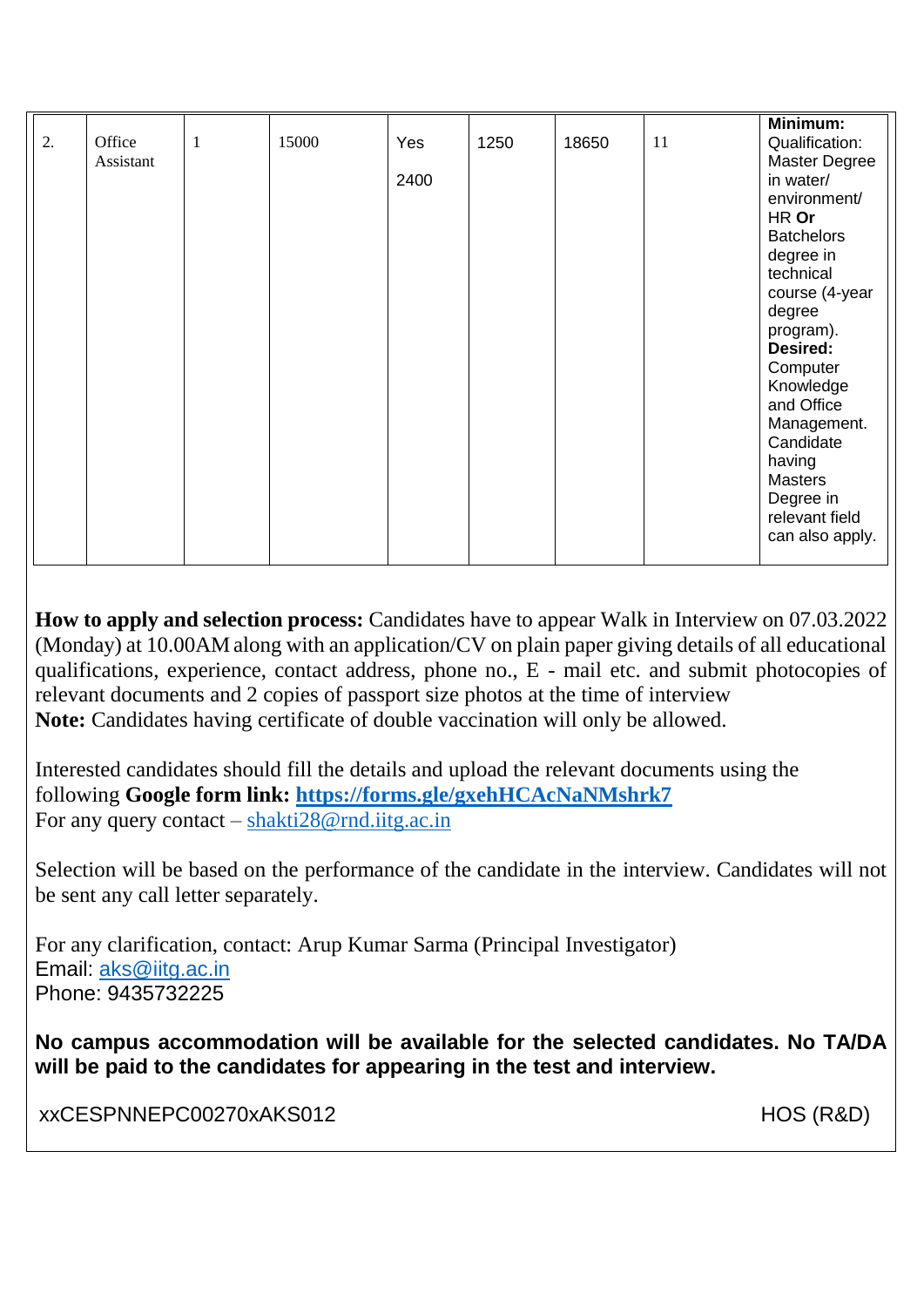| | | | | | | | | |
|---|---|---|---|---|---|---|---|---|
| 2. | Office Assistant | 1 | 15000 | Yes<br><br>2400 | 1250 | 18650 | 11 | **Minimum:** Qualification: Master Degree in water/ environment/ HR **Or** Batchelors degree in technical course (4-year degree program). **Desired:** Computer Knowledge and Office Management. Candidate having Masters Degree in relevant field can also apply. |

**How to apply and selection process:** Candidates have to appear Walk in Interview on 07.03.2022 (Monday) at 10.00AM along with an application/CV on plain paper giving details of all educational qualifications, experience, contact address, phone no., E - mail etc. and submit photocopies of relevant documents and 2 copies of passport size photos at the time of interview
**Note:** Candidates having certificate of double vaccination will only be allowed.

Interested candidates should fill the details and upload the relevant documents using the following **Google form link: https://forms.gle/gxehHCAcNaNMshrk7**
For any query contact – shakti28@rnd.iitg.ac.in

Selection will be based on the performance of the candidate in the interview. Candidates will not be sent any call letter separately.

For any clarification, contact: Arup Kumar Sarma (Principal Investigator)
Email: aks@iitg.ac.in
Phone: 9435732225

**No campus accommodation will be available for the selected candidates. No TA/DA will be paid to the candidates for appearing in the test and interview.**

xxCESPNNEPC00270xAKS012 HOS (R&D)